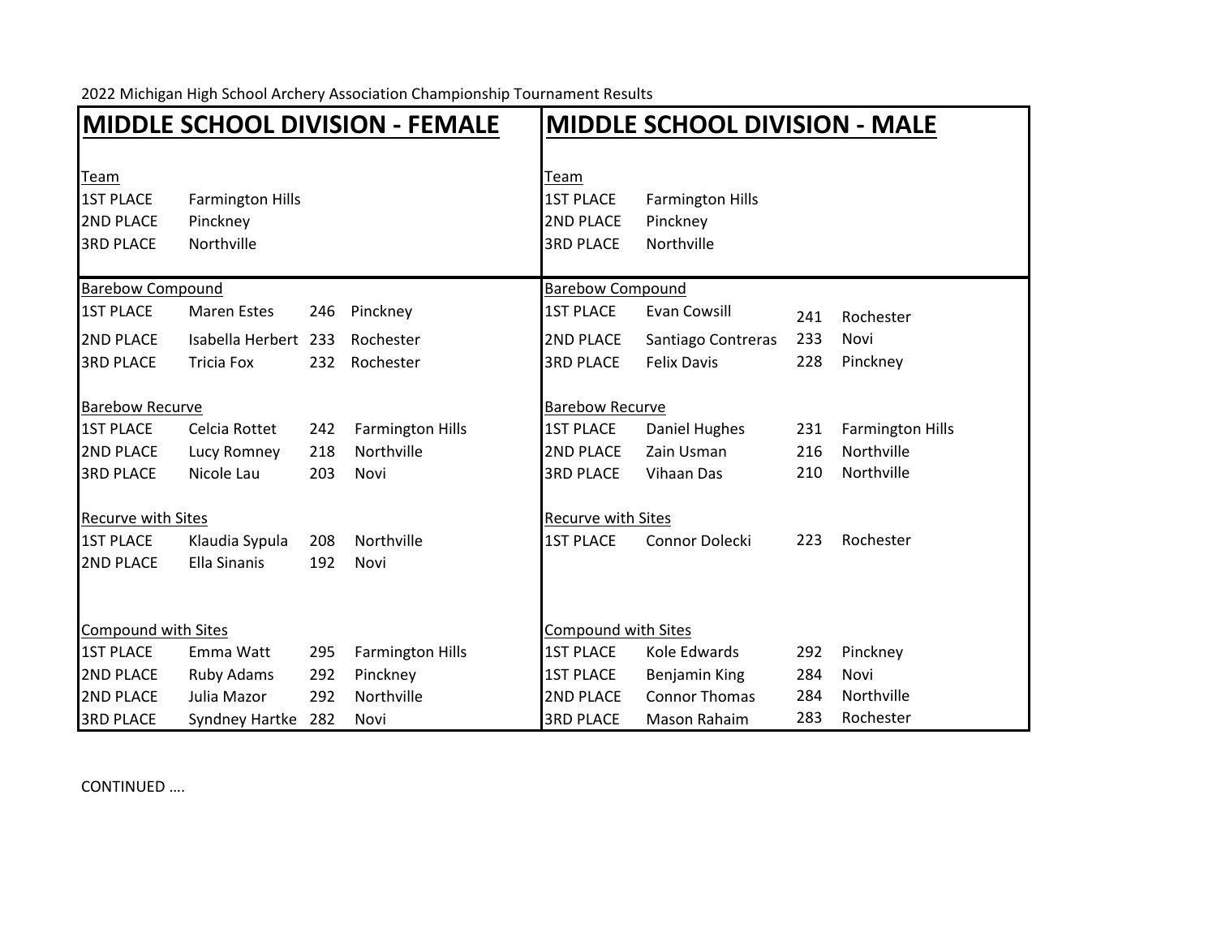2022 Michigan High School Archery Association Championship Tournament Results

## MIDDLE SCHOOL DIVISION - FEMALE

**Team**

| Place | School |
|---|---|
| 1ST PLACE | Farmington Hills |
| 2ND PLACE | Pinckney |
| 3RD PLACE | Northville |

**Barebow Compound**

| Place | Name | Score | School |
|---|---|---|---|
| 1ST PLACE | Maren Estes | 246 | Pinckney |
| 2ND PLACE | Isabella Herbert | 233 | Rochester |
| 3RD PLACE | Tricia Fox | 232 | Rochester |

**Barebow Recurve**

| Place | Name | Score | School |
|---|---|---|---|
| 1ST PLACE | Celcia Rottet | 242 | Farmington Hills |
| 2ND PLACE | Lucy Romney | 218 | Northville |
| 3RD PLACE | Nicole Lau | 203 | Novi |

**Recurve with Sites**

| Place | Name | Score | School |
|---|---|---|---|
| 1ST PLACE | Klaudia Sypula | 208 | Northville |
| 2ND PLACE | Ella Sinanis | 192 | Novi |

**Compound with Sites**

| Place | Name | Score | School |
|---|---|---|---|
| 1ST PLACE | Emma Watt | 295 | Farmington Hills |
| 2ND PLACE | Ruby Adams | 292 | Pinckney |
| 2ND PLACE | Julia Mazor | 292 | Northville |
| 3RD PLACE | Syndney Hartke | 282 | Novi |

## MIDDLE SCHOOL DIVISION - MALE

**Team**

| Place | School |
|---|---|
| 1ST PLACE | Farmington Hills |
| 2ND PLACE | Pinckney |
| 3RD PLACE | Northville |

**Barebow Compound**

| Place | Name | Score | School |
|---|---|---|---|
| 1ST PLACE | Evan Cowsill | 241 | Rochester |
| 2ND PLACE | Santiago Contreras | 233 | Novi |
| 3RD PLACE | Felix Davis | 228 | Pinckney |

**Barebow Recurve**

| Place | Name | Score | School |
|---|---|---|---|
| 1ST PLACE | Daniel Hughes | 231 | Farmington Hills |
| 2ND PLACE | Zain Usman | 216 | Northville |
| 3RD PLACE | Vihaan Das | 210 | Northville |

**Recurve with Sites**

| Place | Name | Score | School |
|---|---|---|---|
| 1ST PLACE | Connor Dolecki | 223 | Rochester |

**Compound with Sites**

| Place | Name | Score | School |
|---|---|---|---|
| 1ST PLACE | Kole Edwards | 292 | Pinckney |
| 1ST PLACE | Benjamin King | 284 | Novi |
| 2ND PLACE | Connor Thomas | 284 | Northville |
| 3RD PLACE | Mason Rahaim | 283 | Rochester |

CONTINUED ….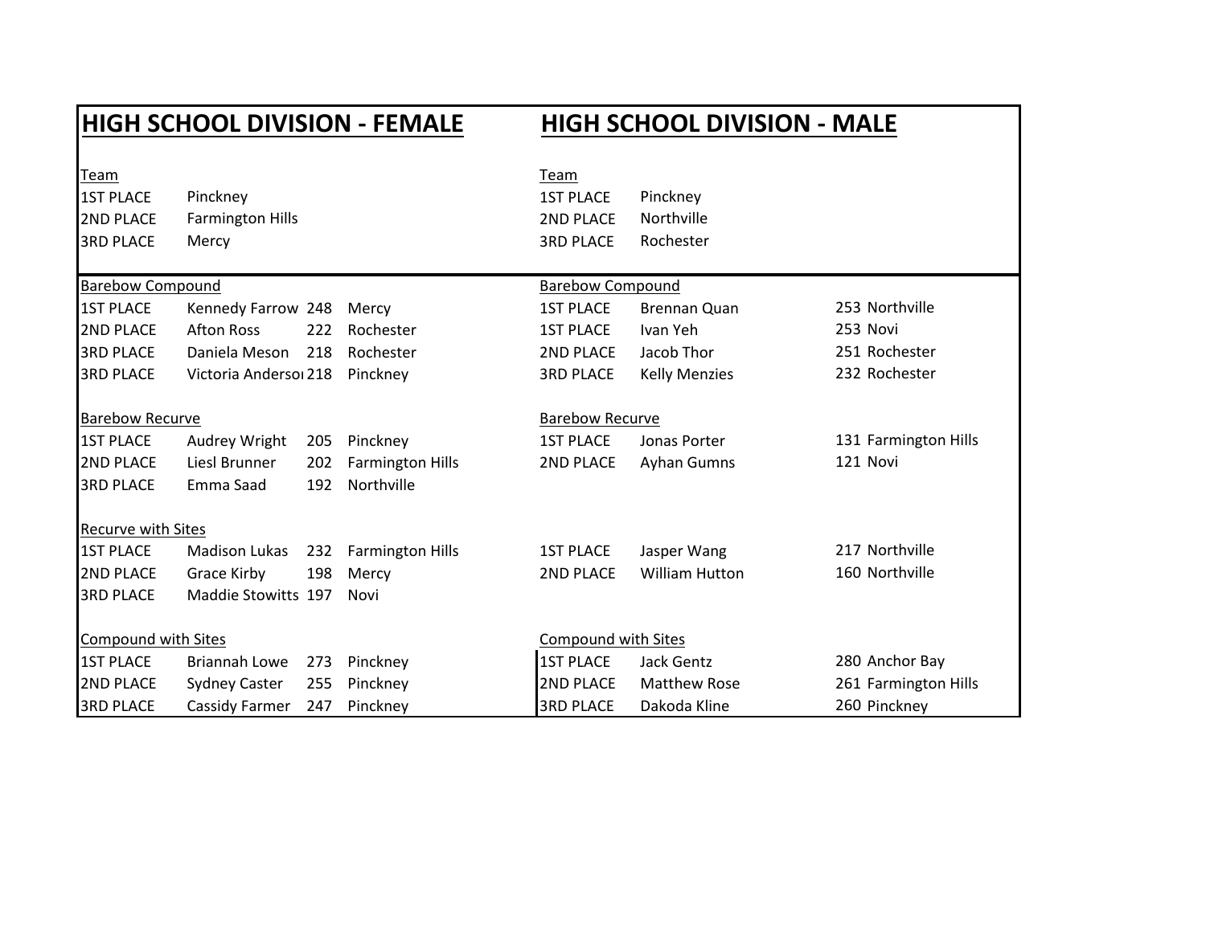## HIGH SCHOOL DIVISION - FEMALE

**Team**

| | |
|---|---|
| 1ST PLACE | Pinckney |
| 2ND PLACE | Farmington Hills |
| 3RD PLACE | Mercy |

**Barebow Compound**

| | | | |
|---|---|---|---|
| 1ST PLACE | Kennedy Farrow | 248 | Mercy |
| 2ND PLACE | Afton Ross | 222 | Rochester |
| 3RD PLACE | Daniela Meson | 218 | Rochester |
| 3RD PLACE | Victoria Andersoı | 218 | Pinckney |

**Barebow Recurve**

| | | | |
|---|---|---|---|
| 1ST PLACE | Audrey Wright | 205 | Pinckney |
| 2ND PLACE | Liesl Brunner | 202 | Farmington Hills |
| 3RD PLACE | Emma Saad | 192 | Northville |

**Recurve with Sites**

| | | | |
|---|---|---|---|
| 1ST PLACE | Madison Lukas | 232 | Farmington Hills |
| 2ND PLACE | Grace Kirby | 198 | Mercy |
| 3RD PLACE | Maddie Stowitts | 197 | Novi |

**Compound with Sites**

| | | | |
|---|---|---|---|
| 1ST PLACE | Briannah Lowe | 273 | Pinckney |
| 2ND PLACE | Sydney Caster | 255 | Pinckney |
| 3RD PLACE | Cassidy Farmer | 247 | Pinckney |

## HIGH SCHOOL DIVISION - MALE

**Team**

| | |
|---|---|
| 1ST PLACE | Pinckney |
| 2ND PLACE | Northville |
| 3RD PLACE | Rochester |

**Barebow Compound**

| | | | |
|---|---|---|---|
| 1ST PLACE | Brennan Quan | 253 | Northville |
| 1ST PLACE | Ivan Yeh | 253 | Novi |
| 2ND PLACE | Jacob Thor | 251 | Rochester |
| 3RD PLACE | Kelly Menzies | 232 | Rochester |

**Barebow Recurve**

| | | | |
|---|---|---|---|
| 1ST PLACE | Jonas Porter | 131 | Farmington Hills |
| 2ND PLACE | Ayhan Gumns | 121 | Novi |

| | | | |
|---|---|---|---|
| 1ST PLACE | Jasper Wang | 217 | Northville |
| 2ND PLACE | William Hutton | 160 | Northville |

**Compound with Sites**

| | | | |
|---|---|---|---|
| 1ST PLACE | Jack Gentz | 280 | Anchor Bay |
| 2ND PLACE | Matthew Rose | 261 | Farmington Hills |
| 3RD PLACE | Dakoda Kline | 260 | Pinckney |